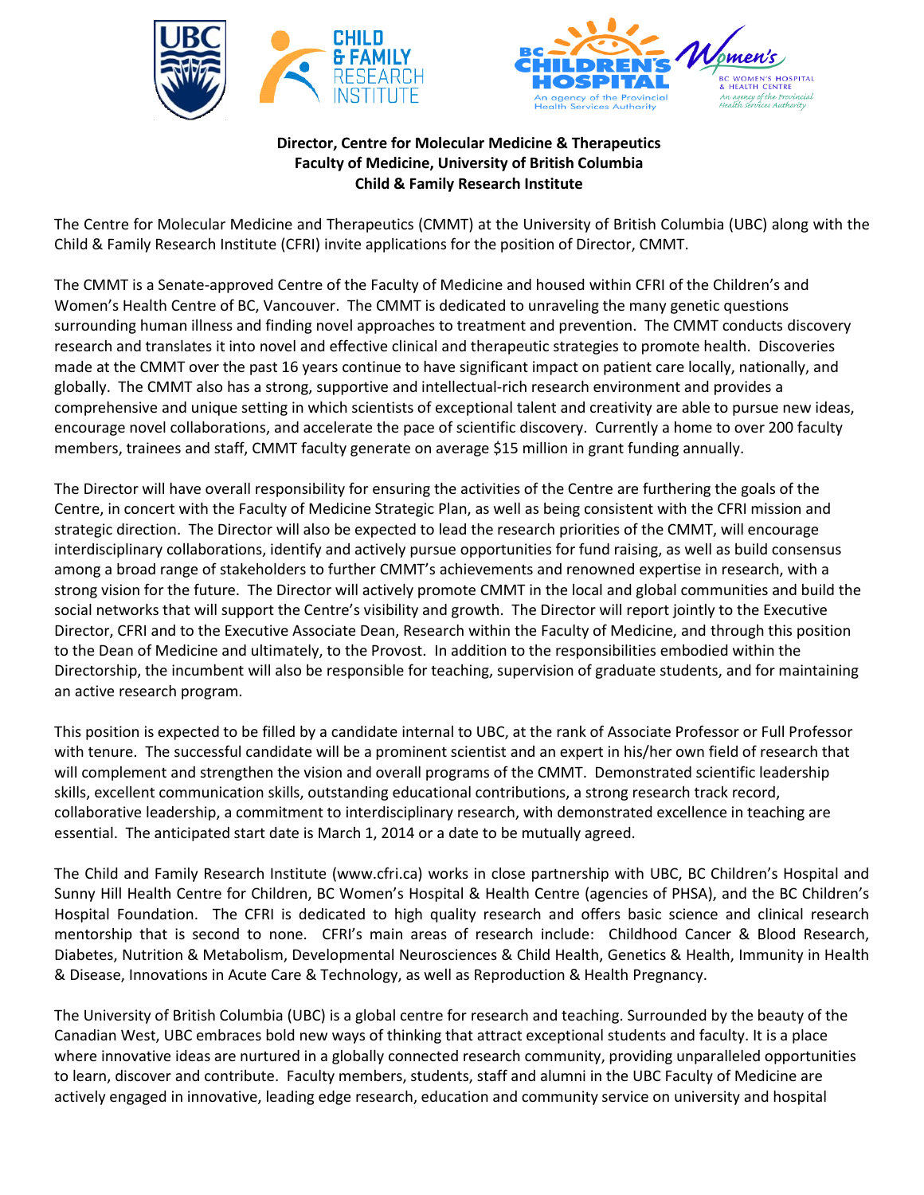**Director, Centre for Molecular Medicine & Therapeutics**
**Faculty of Medicine, University of British Columbia**
**Child & Family Research Institute**

The Centre for Molecular Medicine and Therapeutics (CMMT) at the University of British Columbia (UBC) along with the Child & Family Research Institute (CFRI) invite applications for the position of Director, CMMT.

The CMMT is a Senate-approved Centre of the Faculty of Medicine and housed within CFRI of the Children's and Women's Health Centre of BC, Vancouver. The CMMT is dedicated to unraveling the many genetic questions surrounding human illness and finding novel approaches to treatment and prevention. The CMMT conducts discovery research and translates it into novel and effective clinical and therapeutic strategies to promote health. Discoveries made at the CMMT over the past 16 years continue to have significant impact on patient care locally, nationally, and globally. The CMMT also has a strong, supportive and intellectual-rich research environment and provides a comprehensive and unique setting in which scientists of exceptional talent and creativity are able to pursue new ideas, encourage novel collaborations, and accelerate the pace of scientific discovery. Currently a home to over 200 faculty members, trainees and staff, CMMT faculty generate on average $15 million in grant funding annually.

The Director will have overall responsibility for ensuring the activities of the Centre are furthering the goals of the Centre, in concert with the Faculty of Medicine Strategic Plan, as well as being consistent with the CFRI mission and strategic direction. The Director will also be expected to lead the research priorities of the CMMT, will encourage interdisciplinary collaborations, identify and actively pursue opportunities for fund raising, as well as build consensus among a broad range of stakeholders to further CMMT's achievements and renowned expertise in research, with a strong vision for the future. The Director will actively promote CMMT in the local and global communities and build the social networks that will support the Centre's visibility and growth. The Director will report jointly to the Executive Director, CFRI and to the Executive Associate Dean, Research within the Faculty of Medicine, and through this position to the Dean of Medicine and ultimately, to the Provost. In addition to the responsibilities embodied within the Directorship, the incumbent will also be responsible for teaching, supervision of graduate students, and for maintaining an active research program.

This position is expected to be filled by a candidate internal to UBC, at the rank of Associate Professor or Full Professor with tenure. The successful candidate will be a prominent scientist and an expert in his/her own field of research that will complement and strengthen the vision and overall programs of the CMMT. Demonstrated scientific leadership skills, excellent communication skills, outstanding educational contributions, a strong research track record, collaborative leadership, a commitment to interdisciplinary research, with demonstrated excellence in teaching are essential. The anticipated start date is March 1, 2014 or a date to be mutually agreed.

The Child and Family Research Institute (www.cfri.ca) works in close partnership with UBC, BC Children's Hospital and Sunny Hill Health Centre for Children, BC Women's Hospital & Health Centre (agencies of PHSA), and the BC Children's Hospital Foundation. The CFRI is dedicated to high quality research and offers basic science and clinical research mentorship that is second to none. CFRI's main areas of research include: Childhood Cancer & Blood Research, Diabetes, Nutrition & Metabolism, Developmental Neurosciences & Child Health, Genetics & Health, Immunity in Health & Disease, Innovations in Acute Care & Technology, as well as Reproduction & Health Pregnancy.

The University of British Columbia (UBC) is a global centre for research and teaching. Surrounded by the beauty of the Canadian West, UBC embraces bold new ways of thinking that attract exceptional students and faculty. It is a place where innovative ideas are nurtured in a globally connected research community, providing unparalleled opportunities to learn, discover and contribute. Faculty members, students, staff and alumni in the UBC Faculty of Medicine are actively engaged in innovative, leading edge research, education and community service on university and hospital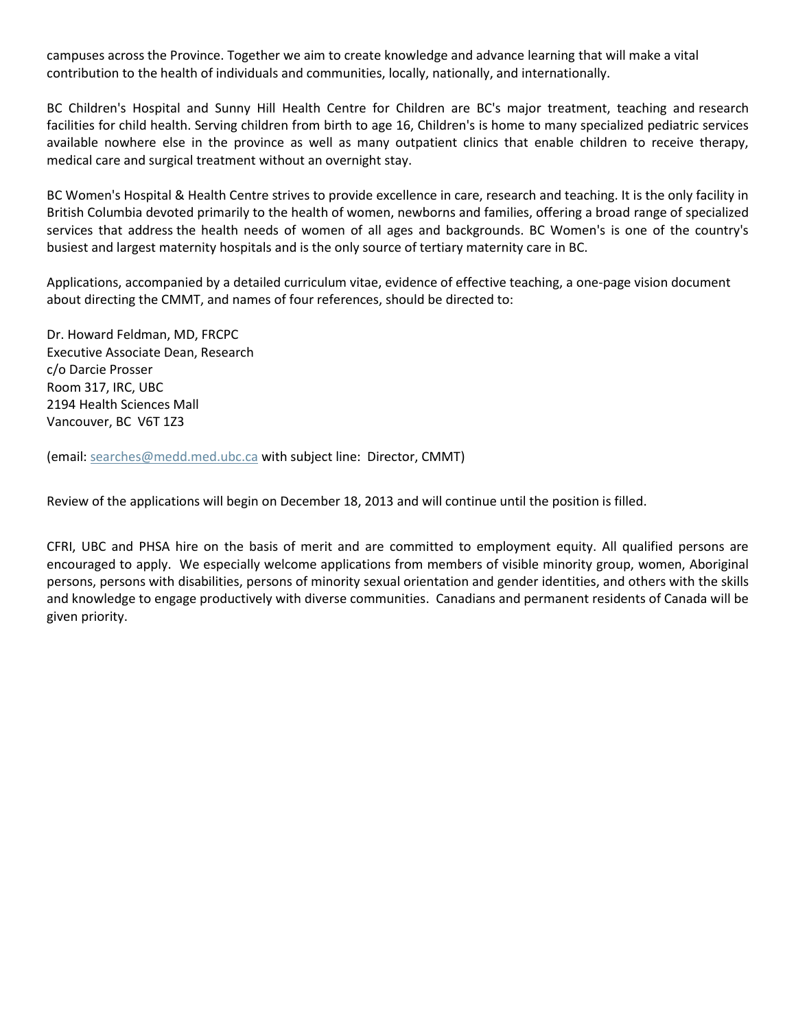campuses across the Province. Together we aim to create knowledge and advance learning that will make a vital contribution to the health of individuals and communities, locally, nationally, and internationally.

BC Children's Hospital and Sunny Hill Health Centre for Children are BC's major treatment, teaching and research facilities for child health. Serving children from birth to age 16, Children's is home to many specialized pediatric services available nowhere else in the province as well as many outpatient clinics that enable children to receive therapy, medical care and surgical treatment without an overnight stay.

BC Women's Hospital & Health Centre strives to provide excellence in care, research and teaching. It is the only facility in British Columbia devoted primarily to the health of women, newborns and families, offering a broad range of specialized services that address the health needs of women of all ages and backgrounds. BC Women's is one of the country's busiest and largest maternity hospitals and is the only source of tertiary maternity care in BC.

Applications, accompanied by a detailed curriculum vitae, evidence of effective teaching, a one-page vision document about directing the CMMT, and names of four references, should be directed to:

Dr. Howard Feldman, MD, FRCPC
Executive Associate Dean, Research
c/o Darcie Prosser
Room 317, IRC, UBC
2194 Health Sciences Mall
Vancouver, BC V6T 1Z3

(email: searches@medd.med.ubc.ca with subject line: Director, CMMT)

Review of the applications will begin on December 18, 2013 and will continue until the position is filled.

CFRI, UBC and PHSA hire on the basis of merit and are committed to employment equity. All qualified persons are encouraged to apply. We especially welcome applications from members of visible minority group, women, Aboriginal persons, persons with disabilities, persons of minority sexual orientation and gender identities, and others with the skills and knowledge to engage productively with diverse communities. Canadians and permanent residents of Canada will be given priority.